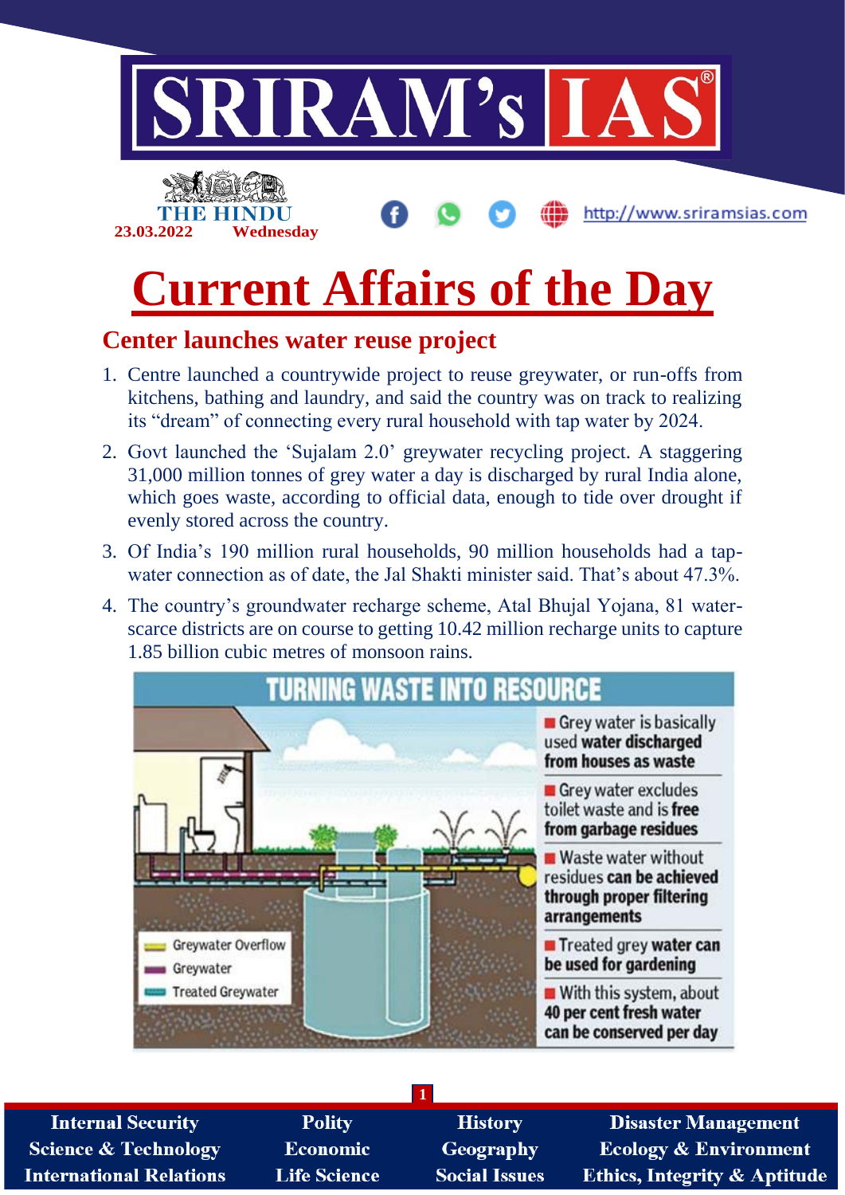# Current Affairs of the Day

## Center launches water reuse project

1. Centre launched a countrywide project to reuse greywater, or run-offs from kitchens, bathing and laundry, and said the country was on track to realizing its "dream" of connecting every rural household with tap water by 2024.
2. Govt launched the 'Sujalam 2.0' greywater recycling project. A staggering 31,000 million tonnes of grey water a day is discharged by rural India alone, which goes waste, according to official data, enough to tide over drought if evenly stored across the country.
3. Of India's 190 million rural households, 90 million households had a tap-water connection as of date, the Jal Shakti minister said. That's about 47.3%.
4. The country's groundwater recharge scheme, Atal Bhujal Yojana, 81 water-scarce districts are on course to getting 10.42 million recharge units to capture 1.85 billion cubic metres of monsoon rains.

**TURNING WASTE INTO RESOURCE**

- Grey water is basically used **water discharged from houses as waste**
- Grey water excludes toilet waste and is **free from garbage residues**
- Waste water without residues **can be achieved through proper filtering arrangements**
- Treated grey **water can be used for gardening**
- With this system, about **40 per cent fresh water can be conserved per day**

Greywater Overflow
Greywater
Treated Greywater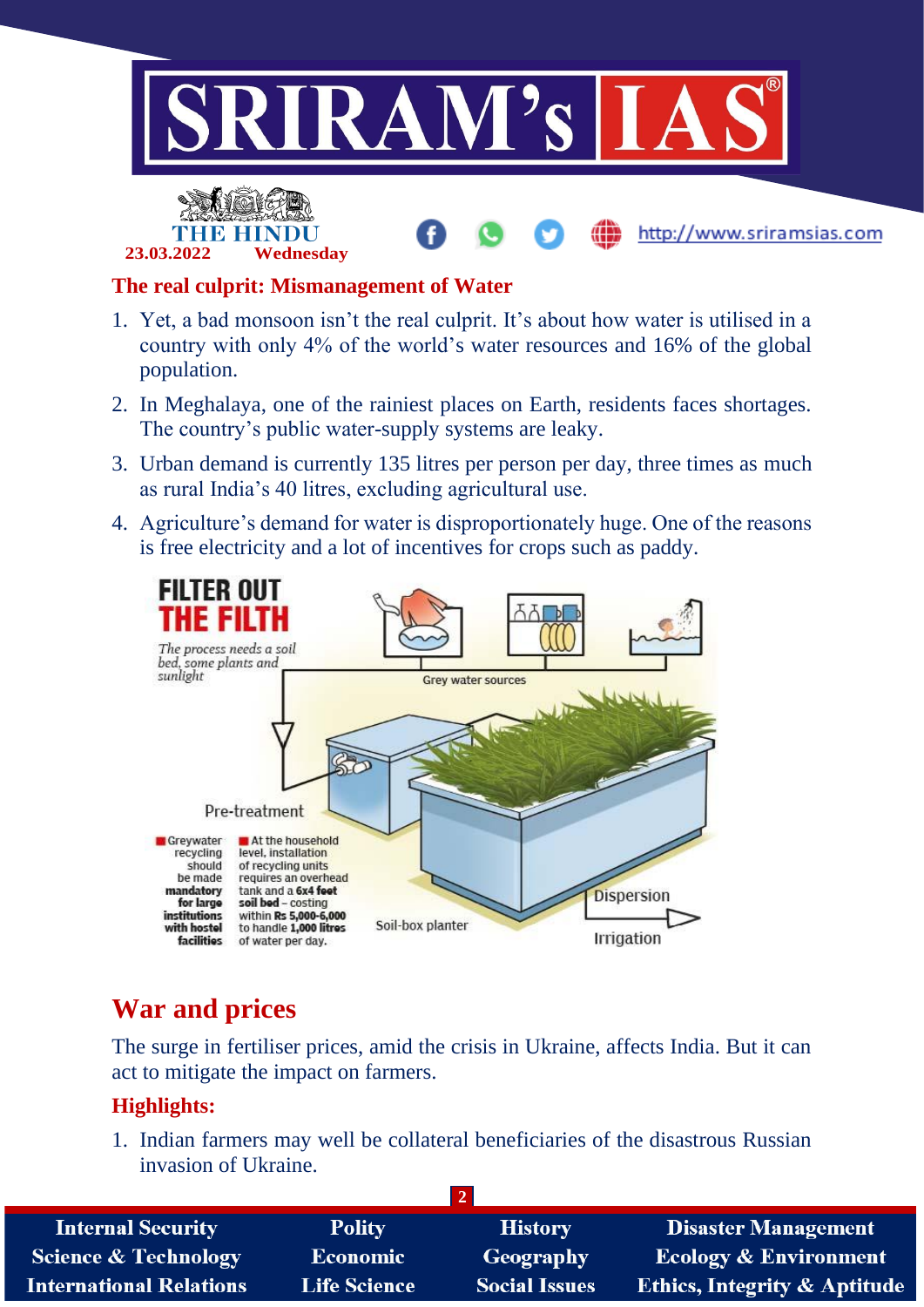### The real culprit: Mismanagement of Water

1. Yet, a bad monsoon isn't the real culprit. It's about how water is utilised in a country with only 4% of the world's water resources and 16% of the global population.
2. In Meghalaya, one of the rainiest places on Earth, residents faces shortages. The country's public water-supply systems are leaky.
3. Urban demand is currently 135 litres per person per day, three times as much as rural India's 40 litres, excluding agricultural use.
4. Agriculture's demand for water is disproportionately huge. One of the reasons is free electricity and a lot of incentives for crops such as paddy.

**FILTER OUT THE FILTH**

*The process needs a soil bed, some plants and sunlight*

Grey water sources

Pre-treatment

Greywater recycling should be made **mandatory for large institutions with hostel facilities**

At the household level, installation of recycling units requires an overhead tank and a **6x4 feet soil bed** – costing within **Rs 5,000-6,000** to handle **1,000 litres** of water per day.

Soil-box planter

Dispersion

Irrigation

## War and prices

The surge in fertiliser prices, amid the crisis in Ukraine, affects India. But it can act to mitigate the impact on farmers.

### Highlights:

1. Indian farmers may well be collateral beneficiaries of the disastrous Russian invasion of Ukraine.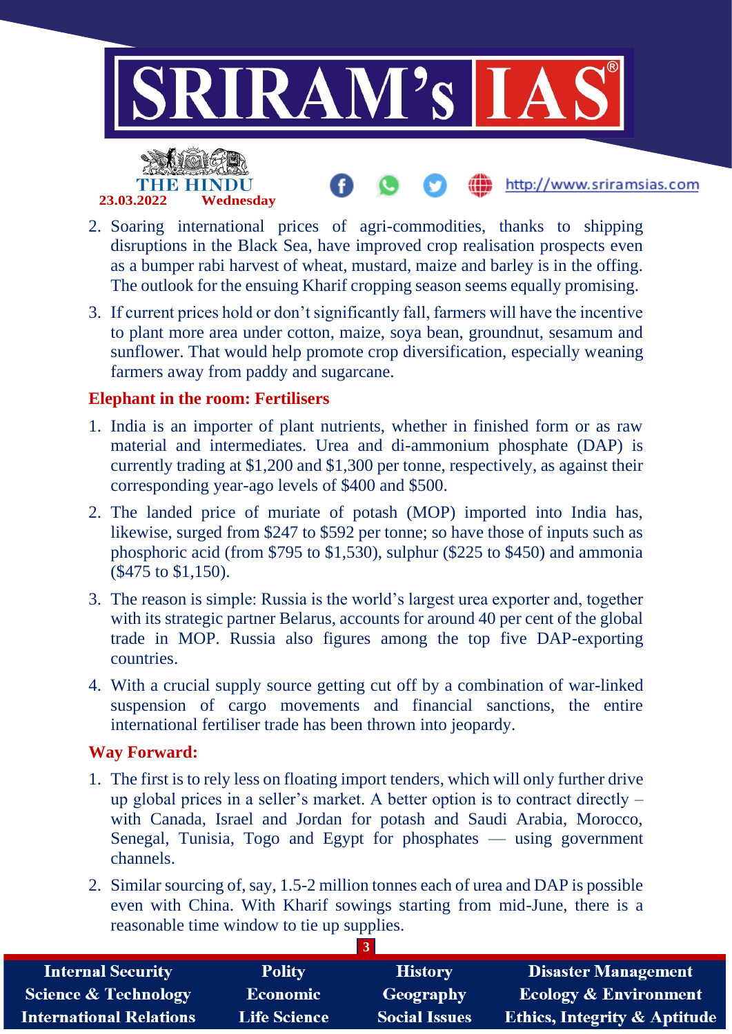2. Soaring international prices of agri-commodities, thanks to shipping disruptions in the Black Sea, have improved crop realisation prospects even as a bumper rabi harvest of wheat, mustard, maize and barley is in the offing. The outlook for the ensuing Kharif cropping season seems equally promising.
3. If current prices hold or don't significantly fall, farmers will have the incentive to plant more area under cotton, maize, soya bean, groundnut, sesamum and sunflower. That would help promote crop diversification, especially weaning farmers away from paddy and sugarcane.

### Elephant in the room: Fertilisers

1. India is an importer of plant nutrients, whether in finished form or as raw material and intermediates. Urea and di-ammonium phosphate (DAP) is currently trading at $1,200 and $1,300 per tonne, respectively, as against their corresponding year-ago levels of $400 and $500.
2. The landed price of muriate of potash (MOP) imported into India has, likewise, surged from $247 to $592 per tonne; so have those of inputs such as phosphoric acid (from $795 to $1,530), sulphur ($225 to $450) and ammonia ($475 to $1,150).
3. The reason is simple: Russia is the world's largest urea exporter and, together with its strategic partner Belarus, accounts for around 40 per cent of the global trade in MOP. Russia also figures among the top five DAP-exporting countries.
4. With a crucial supply source getting cut off by a combination of war-linked suspension of cargo movements and financial sanctions, the entire international fertiliser trade has been thrown into jeopardy.

### Way Forward:

1. The first is to rely less on floating import tenders, which will only further drive up global prices in a seller's market. A better option is to contract directly – with Canada, Israel and Jordan for potash and Saudi Arabia, Morocco, Senegal, Tunisia, Togo and Egypt for phosphates — using government channels.
2. Similar sourcing of, say, 1.5-2 million tonnes each of urea and DAP is possible even with China. With Kharif sowings starting from mid-June, there is a reasonable time window to tie up supplies.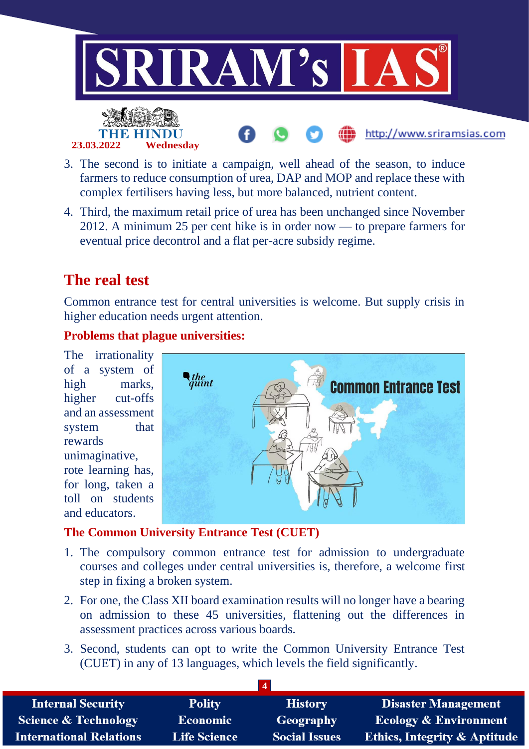3. The second is to initiate a campaign, well ahead of the season, to induce farmers to reduce consumption of urea, DAP and MOP and replace these with complex fertilisers having less, but more balanced, nutrient content.
4. Third, the maximum retail price of urea has been unchanged since November 2012. A minimum 25 per cent hike is in order now — to prepare farmers for eventual price decontrol and a flat per-acre subsidy regime.

## The real test

Common entrance test for central universities is welcome. But supply crisis in higher education needs urgent attention.

### Problems that plague universities:

The irrationality of a system of high marks, higher cut-offs and an assessment system that rewards unimaginative, rote learning has, for long, taken a toll on students and educators.

### The Common University Entrance Test (CUET)

1. The compulsory common entrance test for admission to undergraduate courses and colleges under central universities is, therefore, a welcome first step in fixing a broken system.
2. For one, the Class XII board examination results will no longer have a bearing on admission to these 45 universities, flattening out the differences in assessment practices across various boards.
3. Second, students can opt to write the Common University Entrance Test (CUET) in any of 13 languages, which levels the field significantly.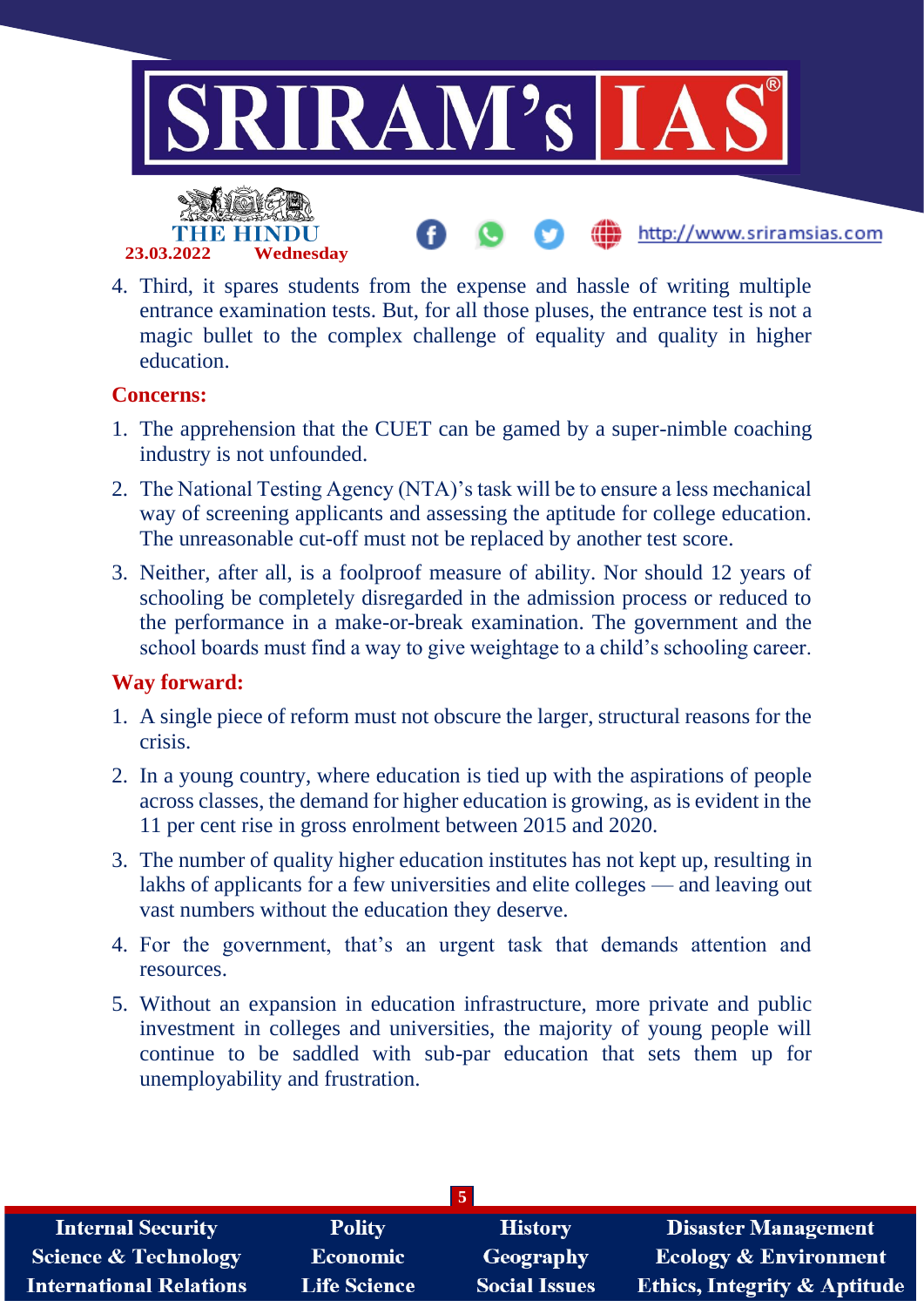4. Third, it spares students from the expense and hassle of writing multiple entrance examination tests. But, for all those pluses, the entrance test is not a magic bullet to the complex challenge of equality and quality in higher education.

**Concerns:**

1. The apprehension that the CUET can be gamed by a super-nimble coaching industry is not unfounded.
2. The National Testing Agency (NTA)'s task will be to ensure a less mechanical way of screening applicants and assessing the aptitude for college education. The unreasonable cut-off must not be replaced by another test score.
3. Neither, after all, is a foolproof measure of ability. Nor should 12 years of schooling be completely disregarded in the admission process or reduced to the performance in a make-or-break examination. The government and the school boards must find a way to give weightage to a child's schooling career.

**Way forward:**

1. A single piece of reform must not obscure the larger, structural reasons for the crisis.
2. In a young country, where education is tied up with the aspirations of people across classes, the demand for higher education is growing, as is evident in the 11 per cent rise in gross enrolment between 2015 and 2020.
3. The number of quality higher education institutes has not kept up, resulting in lakhs of applicants for a few universities and elite colleges — and leaving out vast numbers without the education they deserve.
4. For the government, that's an urgent task that demands attention and resources.
5. Without an expansion in education infrastructure, more private and public investment in colleges and universities, the majority of young people will continue to be saddled with sub-par education that sets them up for unemployability and frustration.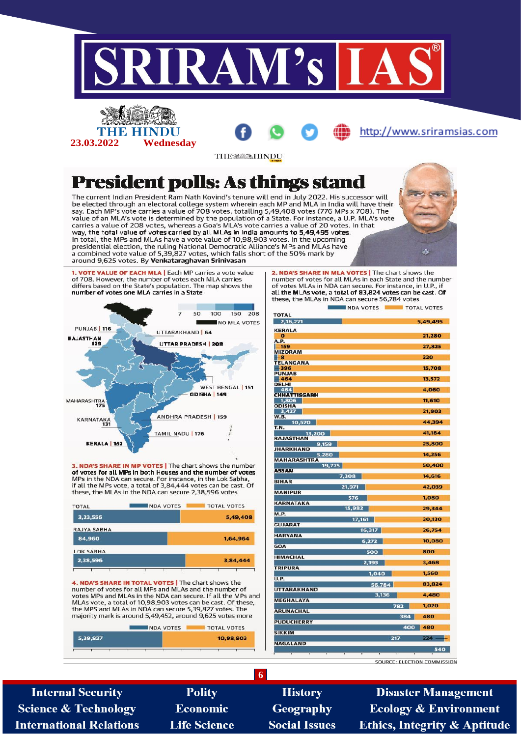# President polls: As things stand

The current Indian President Ram Nath Kovind's tenure will end in July 2022. His successor will be elected through an electoral college system wherein each MP and MLA in India will have their say. Each MP's vote carries a value of 708 votes, totalling 5,49,408 votes (776 MPs x 708). The value of an MLA's vote is determined by the population of a State. For instance, a U.P. MLA's vote carries a value of 208 votes, whereas a Goa's MLA's vote carries a value of 20 votes. In that way, the total value of votes carried by all MLAs in India amounts to 5,49,495 votes. In total, the MPs and MLAs have a vote value of 10,98,903 votes. In the upcoming presidential election, the ruling National Democratic Alliance's MPs and MLAs have a combined vote value of 5,39,827 votes, which falls short of the 50% mark by around 9,625 votes. By **Venkataraghavan Srinivasan**

**1. VOTE VALUE OF EACH MLA |** Each MP carries a vote value of 708. However, the number of votes each MLA carries differs based on the State's population. The map shows the number of votes one MLA carries in a State

Legend: 7, 50, 100, 150, 208; NO MLA VOTES

| State | Vote value per MLA |
|---|---|
| Punjab | 116 |
| Rajasthan | 129 |
| Uttarakhand | 64 |
| Uttar Pradesh | 208 |
| West Bengal | 151 |
| Odisha | 149 |
| Maharashtra | 175 |
| Karnataka | 131 |
| Andhra Pradesh | 159 |
| Tamil Nadu | 176 |
| Kerala | 152 |

**2. NDA'S SHARE IN MLA VOTES |** The chart shows the number of votes for all MLAs in each State and the number of votes MLAs in NDA can secure. For instance, in U.P., if all the MLAs vote, a total of 83,824 votes can be cast. Of these, the MLAs in NDA can secure 56,784 votes

| State | NDA votes | Total votes |
|---|---|---|
| TOTAL | 2,16,271 | 5,49,495 |
| Kerala | 0 | 21,280 |
| A.P. | 159 | 27,825 |
| Mizoram | 8 | 320 |
| Telangana | 396 | 15,708 |
| Punjab | 464 | 13,572 |
| Delhi | 464 | 4,060 |
| Chhattisgarh | 1,806 | 11,610 |
| Odisha | 3,427 | 21,903 |
| W.B. | 10,570 | 44,394 |
| T.N. | 13,200 | 41,184 |
| Rajasthan | 9,159 | 25,800 |
| Jharkhand | 5,280 | 14,256 |
| Maharashtra | 19,775 | 50,400 |
| Assam | 7,308 | 14,616 |
| Bihar | 21,971 | 42,039 |
| Manipur | 576 | 1,080 |
| Karnataka | 15,982 | 29,344 |
| M.P. | 17,161 | 30,130 |
| Gujarat | 16,317 | 26,754 |
| Haryana | 6,272 | 10,080 |
| Goa | 500 | 800 |
| Himachal | 2,193 | 3,468 |
| Tripura | 1,040 | 1,560 |
| U.P. | 56,784 | 83,824 |
| Uttarakhand | 3,136 | 4,480 |
| Meghalaya | 782 | 1,020 |
| Arunachal | 384 | 480 |
| Puducherry | 400 | 480 |
| Sikkim | 217 | 224 |
| Nagaland | | 540 |

**3. NDA'S SHARE IN MP VOTES |** The chart shows the number of votes for all MPs in both Houses and the number of votes MPs in the NDA can secure. For instance, in the Lok Sabha, if all the MPs vote, a total of 3,84,444 votes can be cast. Of these, the MLAs in the NDA can secure 2,38,596 votes

| | NDA votes | Total votes |
|---|---|---|
| Total | 3,23,556 | 5,49,408 |
| Rajya Sabha | 84,960 | 1,64,964 |
| Lok Sabha | 2,38,596 | 3,84,444 |

**4. NDA'S SHARE IN TOTAL VOTES |** The chart shows the number of votes for all MPs and MLAs and the number of votes MPs and MLAs in the NDA can secure. If all the MPs and MLAs vote, a total of 10,98,903 votes can be cast. Of these, the MPS and MLAs in NDA can secure 5,39,827 votes. The majority mark is around 5,49,452, around 9,625 votes more

| NDA votes | Total votes |
|---|---|
| 5,39,827 | 10,98,903 |

SOURCE: ELECTION COMMISSION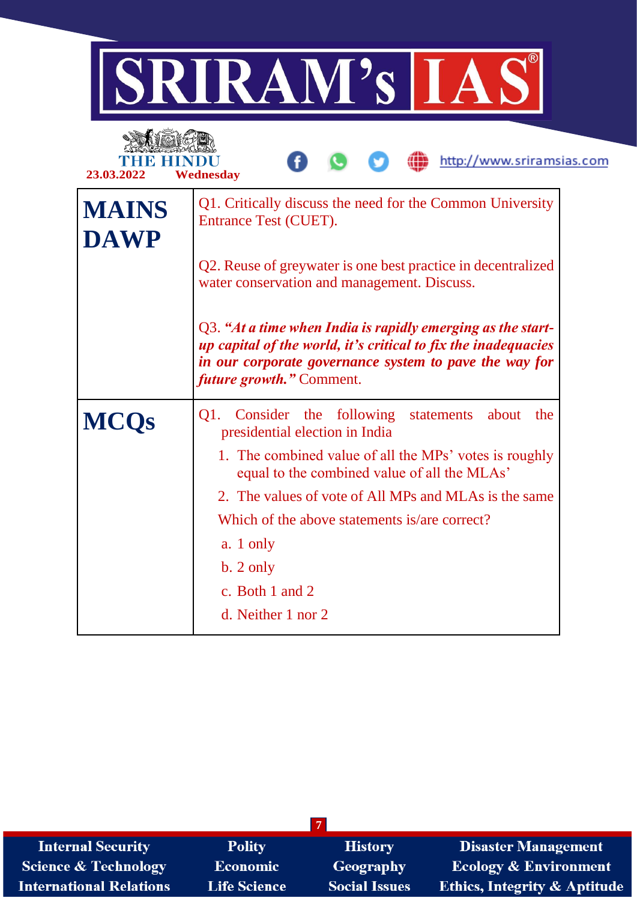| | |
|---|---|
| **MAINS DAWP** | Q1. Critically discuss the need for the Common University Entrance Test (CUET).<br><br>Q2. Reuse of greywater is one best practice in decentralized water conservation and management. Discuss.<br><br>Q3. ***"At a time when India is rapidly emerging as the start-up capital of the world, it's critical to fix the inadequacies in our corporate governance system to pave the way for future growth."*** Comment. |
| **MCQs** | Q1. Consider the following statements about the presidential election in India<br>1. The combined value of all the MPs' votes is roughly equal to the combined value of all the MLAs'<br>2. The values of vote of All MPs and MLAs is the same<br>Which of the above statements is/are correct?<br>a. 1 only<br>b. 2 only<br>c. Both 1 and 2<br>d. Neither 1 nor 2 |